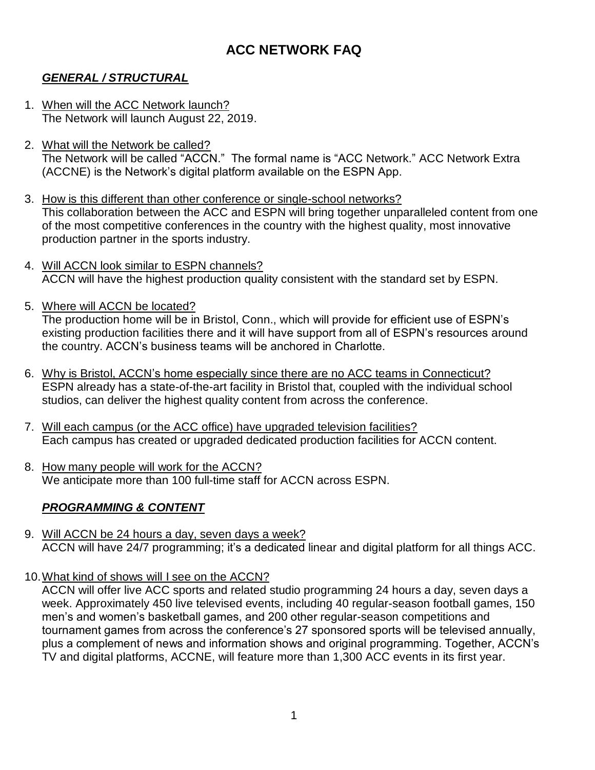# ACC NETWORK FAQ

## ***GENERAL / STRUCTURAL***

1. When will the ACC Network launch?
   The Network will launch August 22, 2019.

2. What will the Network be called?
   The Network will be called "ACCN." The formal name is "ACC Network." ACC Network Extra (ACCNE) is the Network's digital platform available on the ESPN App.

3. How is this different than other conference or single-school networks?
   This collaboration between the ACC and ESPN will bring together unparalleled content from one of the most competitive conferences in the country with the highest quality, most innovative production partner in the sports industry.

4. Will ACCN look similar to ESPN channels?
   ACCN will have the highest production quality consistent with the standard set by ESPN.

5. Where will ACCN be located?
   The production home will be in Bristol, Conn., which will provide for efficient use of ESPN's existing production facilities there and it will have support from all of ESPN's resources around the country. ACCN's business teams will be anchored in Charlotte.

6. Why is Bristol, ACCN's home especially since there are no ACC teams in Connecticut?
   ESPN already has a state-of-the-art facility in Bristol that, coupled with the individual school studios, can deliver the highest quality content from across the conference.

7. Will each campus (or the ACC office) have upgraded television facilities?
   Each campus has created or upgraded dedicated production facilities for ACCN content.

8. How many people will work for the ACCN?
   We anticipate more than 100 full-time staff for ACCN across ESPN.

## ***PROGRAMMING & CONTENT***

9. Will ACCN be 24 hours a day, seven days a week?
   ACCN will have 24/7 programming; it's a dedicated linear and digital platform for all things ACC.

10. What kind of shows will I see on the ACCN?
    ACCN will offer live ACC sports and related studio programming 24 hours a day, seven days a week. Approximately 450 live televised events, including 40 regular-season football games, 150 men's and women's basketball games, and 200 other regular-season competitions and tournament games from across the conference's 27 sponsored sports will be televised annually, plus a complement of news and information shows and original programming. Together, ACCN's TV and digital platforms, ACCNE, will feature more than 1,300 ACC events in its first year.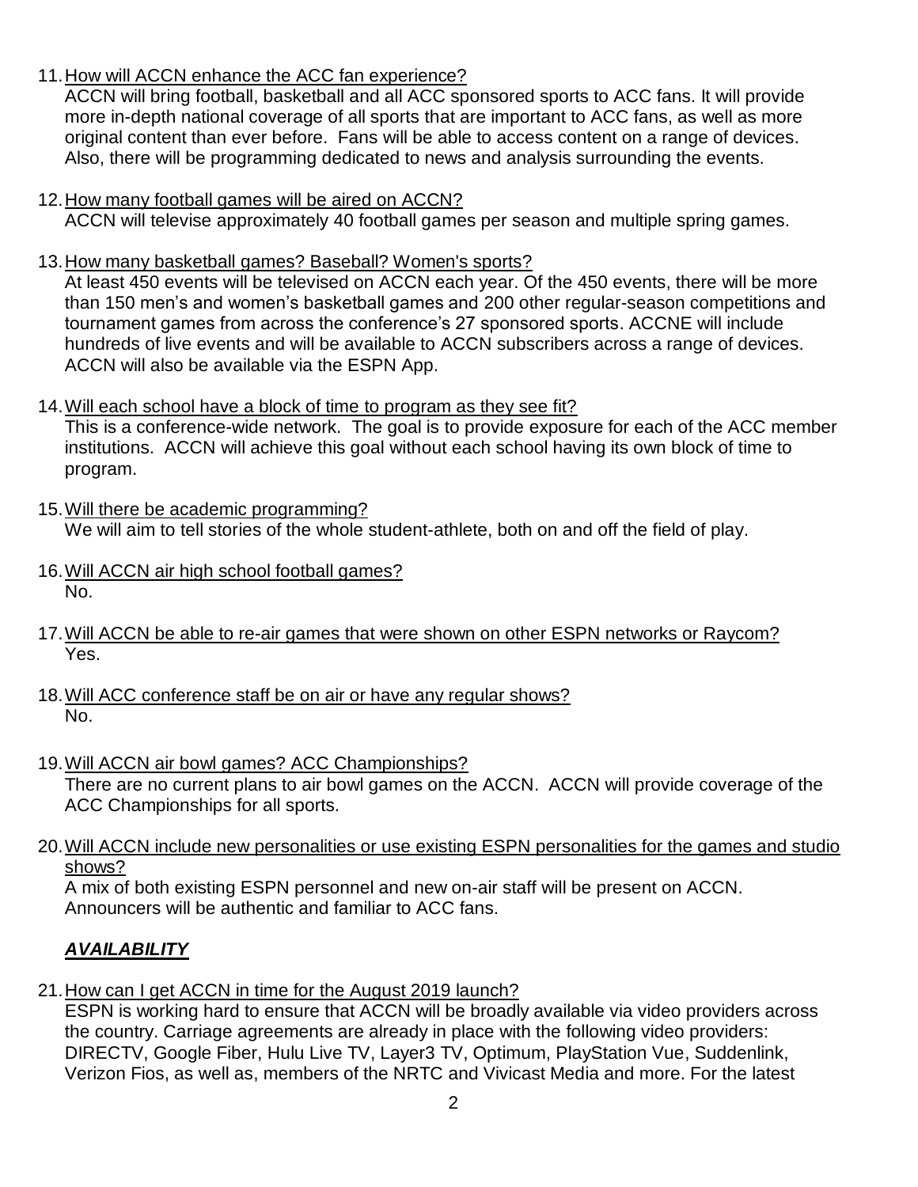11. <u>How will ACCN enhance the ACC fan experience?</u>
    ACCN will bring football, basketball and all ACC sponsored sports to ACC fans. It will provide more in-depth national coverage of all sports that are important to ACC fans, as well as more original content than ever before. Fans will be able to access content on a range of devices. Also, there will be programming dedicated to news and analysis surrounding the events.

12. <u>How many football games will be aired on ACCN?</u>
    ACCN will televise approximately 40 football games per season and multiple spring games.

13. <u>How many basketball games? Baseball? Women's sports?</u>
    At least 450 events will be televised on ACCN each year. Of the 450 events, there will be more than 150 men's and women's basketball games and 200 other regular-season competitions and tournament games from across the conference's 27 sponsored sports. ACCNE will include hundreds of live events and will be available to ACCN subscribers across a range of devices. ACCN will also be available via the ESPN App.

14. <u>Will each school have a block of time to program as they see fit?</u>
    This is a conference-wide network. The goal is to provide exposure for each of the ACC member institutions. ACCN will achieve this goal without each school having its own block of time to program.

15. <u>Will there be academic programming?</u>
    We will aim to tell stories of the whole student-athlete, both on and off the field of play.

16. <u>Will ACCN air high school football games?</u>
    No.

17. <u>Will ACCN be able to re-air games that were shown on other ESPN networks or Raycom?</u>
    Yes.

18. <u>Will ACC conference staff be on air or have any regular shows?</u>
    No.

19. <u>Will ACCN air bowl games? ACC Championships?</u>
    There are no current plans to air bowl games on the ACCN. ACCN will provide coverage of the ACC Championships for all sports.

20. <u>Will ACCN include new personalities or use existing ESPN personalities for the games and studio shows?</u>
    A mix of both existing ESPN personnel and new on-air staff will be present on ACCN. Announcers will be authentic and familiar to ACC fans.

## ***<u>AVAILABILITY</u>***

21. <u>How can I get ACCN in time for the August 2019 launch?</u>
    ESPN is working hard to ensure that ACCN will be broadly available via video providers across the country. Carriage agreements are already in place with the following video providers: DIRECTV, Google Fiber, Hulu Live TV, Layer3 TV, Optimum, PlayStation Vue, Suddenlink, Verizon Fios, as well as, members of the NRTC and Vivicast Media and more. For the latest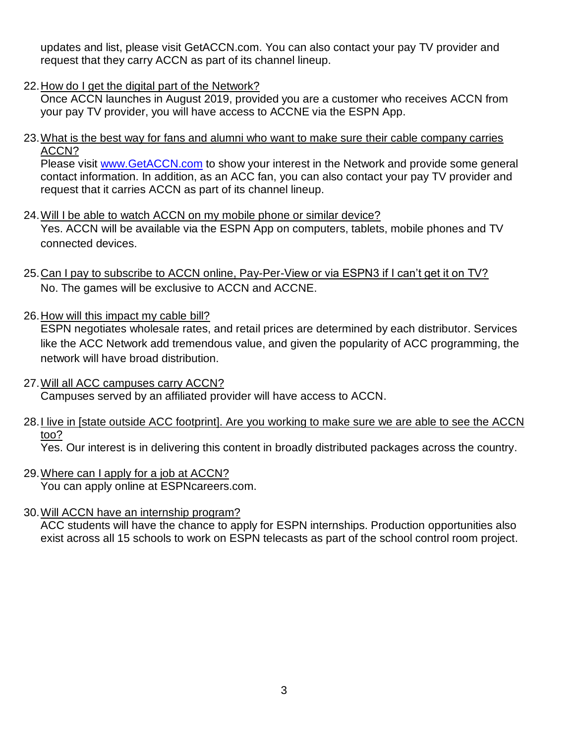updates and list, please visit GetACCN.com. You can also contact your pay TV provider and request that they carry ACCN as part of its channel lineup.

22. <u>How do I get the digital part of the Network?</u>
    Once ACCN launches in August 2019, provided you are a customer who receives ACCN from your pay TV provider, you will have access to ACCNE via the ESPN App.

23. <u>What is the best way for fans and alumni who want to make sure their cable company carries ACCN?</u>
    Please visit [www.GetACCN.com](http://www.GetACCN.com) to show your interest in the Network and provide some general contact information. In addition, as an ACC fan, you can also contact your pay TV provider and request that it carries ACCN as part of its channel lineup.

24. <u>Will I be able to watch ACCN on my mobile phone or similar device?</u>
    Yes. ACCN will be available via the ESPN App on computers, tablets, mobile phones and TV connected devices.

25. <u>Can I pay to subscribe to ACCN online, Pay-Per-View or via ESPN3 if I can't get it on TV?</u>
    No. The games will be exclusive to ACCN and ACCNE.

26. <u>How will this impact my cable bill?</u>
    ESPN negotiates wholesale rates, and retail prices are determined by each distributor. Services like the ACC Network add tremendous value, and given the popularity of ACC programming, the network will have broad distribution.

27. <u>Will all ACC campuses carry ACCN?</u>
    Campuses served by an affiliated provider will have access to ACCN.

28. <u>I live in [state outside ACC footprint]. Are you working to make sure we are able to see the ACCN too?</u>
    Yes. Our interest is in delivering this content in broadly distributed packages across the country.

29. <u>Where can I apply for a job at ACCN?</u>
    You can apply online at ESPNcareers.com.

30. <u>Will ACCN have an internship program?</u>
    ACC students will have the chance to apply for ESPN internships. Production opportunities also exist across all 15 schools to work on ESPN telecasts as part of the school control room project.